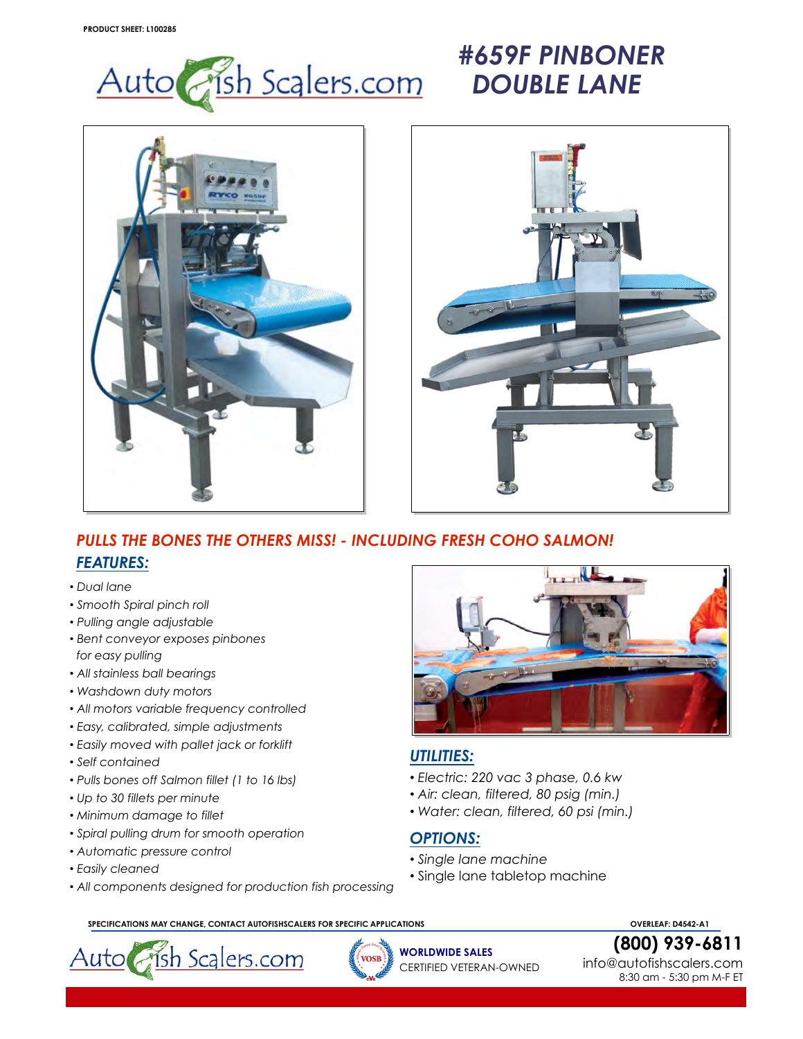PRODUCT SHEET: L100285

AutoFishScalers.com

# #659F PINBONER DOUBLE LANE

**PULLS THE BONES THE OTHERS MISS! - INCLUDING FRESH COHO SALMON!**

## FEATURES:

- *Dual lane*
- *Smooth Spiral pinch roll*
- *Pulling angle adjustable*
- *Bent conveyor exposes pinbones for easy pulling*
- *All stainless ball bearings*
- *Washdown duty motors*
- *All motors variable frequency controlled*
- *Easy, calibrated, simple adjustments*
- *Easily moved with pallet jack or forklift*
- *Self contained*
- *Pulls bones off Salmon fillet (1 to 16 lbs)*
- *Up to 30 fillets per minute*
- *Minimum damage to fillet*
- *Spiral pulling drum for smooth operation*
- *Automatic pressure control*
- *Easily cleaned*
- *All components designed for production fish processing*

## UTILITIES:

- *Electric: 220 vac 3 phase, 0.6 kw*
- *Air: clean, filtered, 80 psig (min.)*
- *Water: clean, filtered, 60 psi (min.)*

## OPTIONS:

- *Single lane machine*
- Single lane tabletop machine

SPECIFICATIONS MAY CHANGE, CONTACT AUTOFISHSCALERS FOR SPECIFIC APPLICATIONS

OVERLEAF: D4542-A1

AutoFishScalers.com

**WORLDWIDE SALES**
CERTIFIED VETERAN-OWNED

**(800) 939-6811**
info@autofishscalers.com
8:30 am - 5:30 pm M-F ET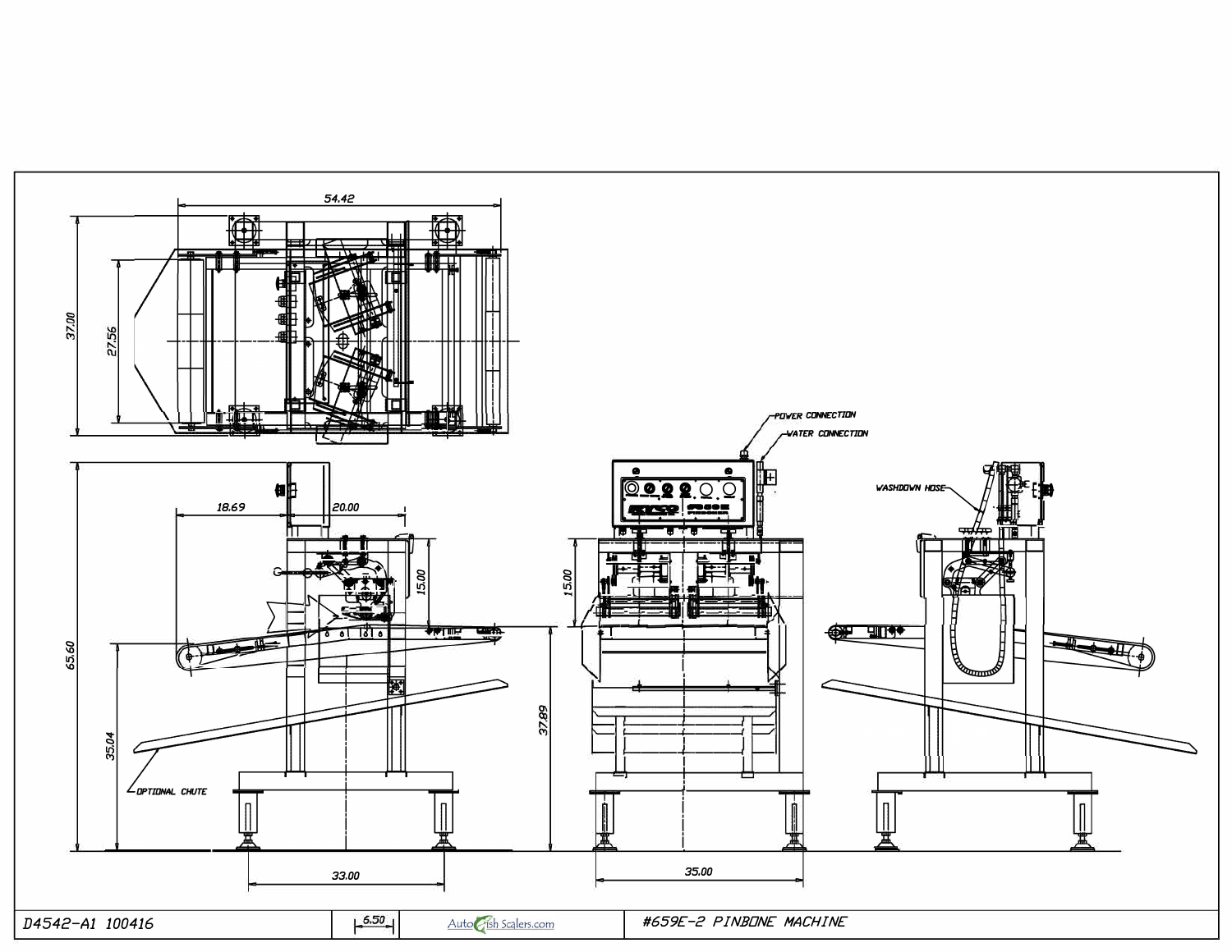54.42

37.00

27.56

18.69

20.00

15.00

65.60

35.04

OPTIONAL CHUTE

33.00

POWER CONNECTION

WATER CONNECTION

15.00

37.89

35.00

WASHDOWN HOSE

D4542-A1 100416

6.50

AutoFish Scalers.com

#659E-2 PINBONE MACHINE